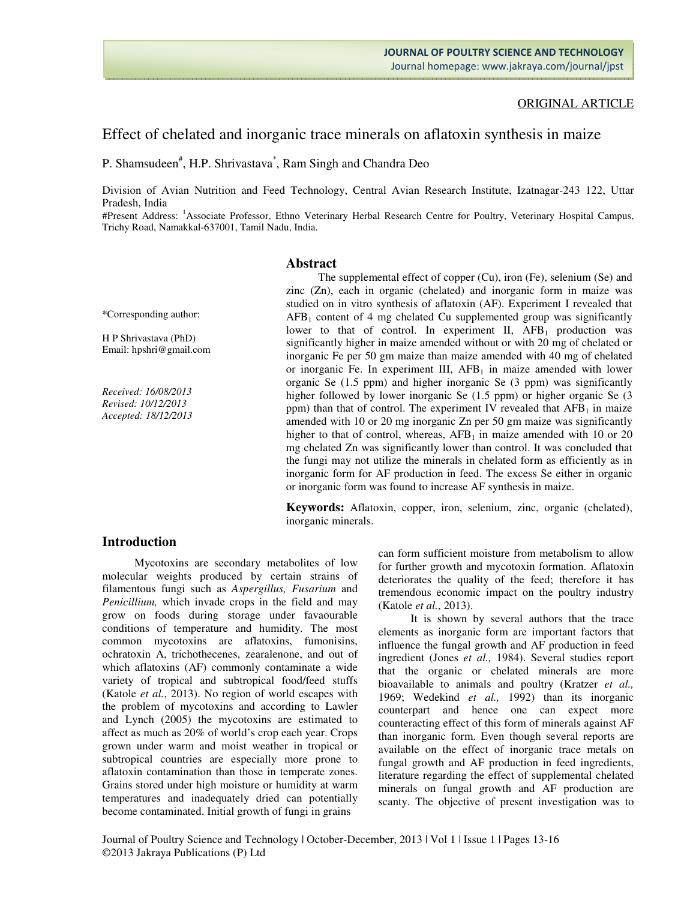ORIGINAL ARTICLE

# Effect of chelated and inorganic trace minerals on aflatoxin synthesis in maize

P. Shamsudeen#, H.P. Shrivastava*, Ram Singh and Chandra Deo

Division of Avian Nutrition and Feed Technology, Central Avian Research Institute, Izatnagar-243 122, Uttar Pradesh, India

#Present Address: [1]Associate Professor, Ethno Veterinary Herbal Research Centre for Poultry, Veterinary Hospital Campus, Trichy Road, Namakkal-637001, Tamil Nadu, India.

*Corresponding author:

H P Shrivastava (PhD)
Email: hpshri@gmail.com

*Received: 16/08/2013*
*Revised: 10/12/2013*
*Accepted: 18/12/2013*

## Abstract

The supplemental effect of copper (Cu), iron (Fe), selenium (Se) and zinc (Zn), each in organic (chelated) and inorganic form in maize was studied on in vitro synthesis of aflatoxin (AF). Experiment I revealed that $AFB_1$ content of 4 mg chelated Cu supplemented group was significantly lower to that of control. In experiment II, $AFB_1$ production was significantly higher in maize amended without or with 20 mg of chelated or inorganic Fe per 50 gm maize than maize amended with 40 mg of chelated or inorganic Fe. In experiment III, $AFB_1$ in maize amended with lower organic Se (1.5 ppm) and higher inorganic Se (3 ppm) was significantly higher followed by lower inorganic Se (1.5 ppm) or higher organic Se (3 ppm) than that of control. The experiment IV revealed that $AFB_1$ in maize amended with 10 or 20 mg inorganic Zn per 50 gm maize was significantly higher to that of control, whereas, $AFB_1$ in maize amended with 10 or 20 mg chelated Zn was significantly lower than control. It was concluded that the fungi may not utilize the minerals in chelated form as efficiently as in inorganic form for AF production in feed. The excess Se either in organic or inorganic form was found to increase AF synthesis in maize.

**Keywords:** Aflatoxin, copper, iron, selenium, zinc, organic (chelated), inorganic minerals.

## Introduction

Mycotoxins are secondary metabolites of low molecular weights produced by certain strains of filamentous fungi such as *Aspergillus, Fusarium* and *Penicillium,* which invade crops in the field and may grow on foods during storage under favaourable conditions of temperature and humidity. The most common mycotoxins are aflatoxins, fumonisins, ochratoxin A, trichothecenes, zearalenone, and out of which aflatoxins (AF) commonly contaminate a wide variety of tropical and subtropical food/feed stuffs (Katole *et al.*, 2013). No region of world escapes with the problem of mycotoxins and according to Lawler and Lynch (2005) the mycotoxins are estimated to affect as much as 20% of world's crop each year. Crops grown under warm and moist weather in tropical or subtropical countries are especially more prone to aflatoxin contamination than those in temperate zones. Grains stored under high moisture or humidity at warm temperatures and inadequately dried can potentially become contaminated. Initial growth of fungi in grains can form sufficient moisture from metabolism to allow for further growth and mycotoxin formation. Aflatoxin deteriorates the quality of the feed; therefore it has tremendous economic impact on the poultry industry (Katole *et al.*, 2013).

It is shown by several authors that the trace elements as inorganic form are important factors that influence the fungal growth and AF production in feed ingredient (Jones *et al.,* 1984). Several studies report that the organic or chelated minerals are more bioavailable to animals and poultry (Kratzer *et al.,* 1969; Wedekind *et al.,* 1992) than its inorganic counterpart and hence one can expect more counteracting effect of this form of minerals against AF than inorganic form. Even though several reports are available on the effect of inorganic trace metals on fungal growth and AF production in feed ingredients, literature regarding the effect of supplemental chelated minerals on fungal growth and AF production are scanty. The objective of present investigation was to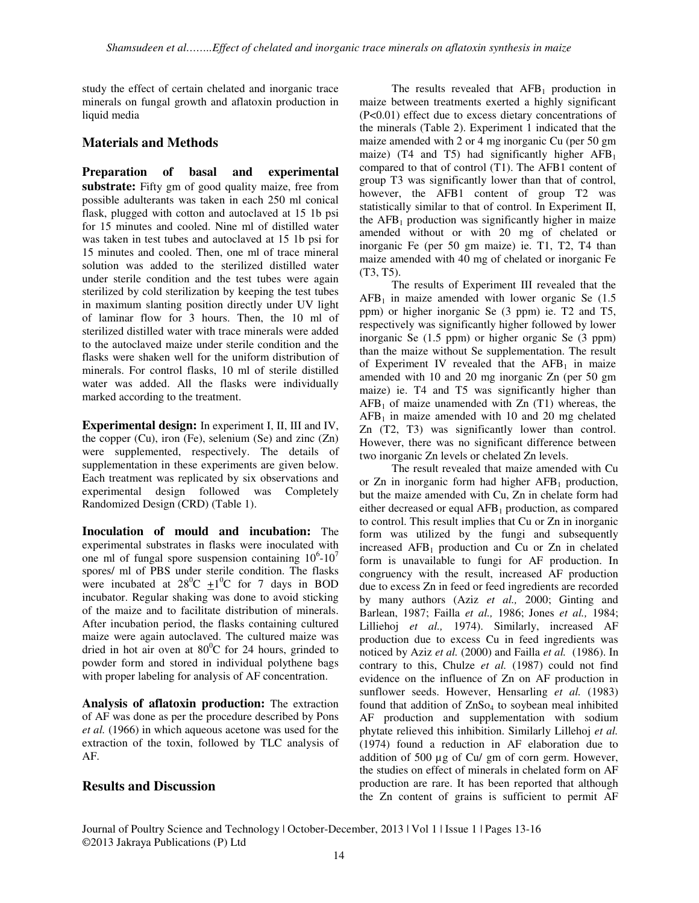study the effect of certain chelated and inorganic trace minerals on fungal growth and aflatoxin production in liquid media

## Materials and Methods

**Preparation of basal and experimental substrate:** Fifty gm of good quality maize, free from possible adulterants was taken in each 250 ml conical flask, plugged with cotton and autoclaved at 15 1b psi for 15 minutes and cooled. Nine ml of distilled water was taken in test tubes and autoclaved at 15 1b psi for 15 minutes and cooled. Then, one ml of trace mineral solution was added to the sterilized distilled water under sterile condition and the test tubes were again sterilized by cold sterilization by keeping the test tubes in maximum slanting position directly under UV light of laminar flow for 3 hours. Then, the 10 ml of sterilized distilled water with trace minerals were added to the autoclaved maize under sterile condition and the flasks were shaken well for the uniform distribution of minerals. For control flasks, 10 ml of sterile distilled water was added. All the flasks were individually marked according to the treatment.

**Experimental design:** In experiment I, II, III and IV, the copper (Cu), iron (Fe), selenium (Se) and zinc (Zn) were supplemented, respectively. The details of supplementation in these experiments are given below. Each treatment was replicated by six observations and experimental design followed was Completely Randomized Design (CRD) (Table 1).

**Inoculation of mould and incubation:** The experimental substrates in flasks were inoculated with one ml of fungal spore suspension containing $10^6$-$10^7$ spores/ ml of PBS under sterile condition. The flasks were incubated at $28^0$C $\pm 1^0$C for 7 days in BOD incubator. Regular shaking was done to avoid sticking of the maize and to facilitate distribution of minerals. After incubation period, the flasks containing cultured maize were again autoclaved. The cultured maize was dried in hot air oven at $80^0$C for 24 hours, grinded to powder form and stored in individual polythene bags with proper labeling for analysis of AF concentration.

**Analysis of aflatoxin production:** The extraction of AF was done as per the procedure described by Pons *et al.* (1966) in which aqueous acetone was used for the extraction of the toxin, followed by TLC analysis of AF.

## Results and Discussion

The results revealed that $AFB_1$ production in maize between treatments exerted a highly significant (P<0.01) effect due to excess dietary concentrations of the minerals (Table 2). Experiment 1 indicated that the maize amended with 2 or 4 mg inorganic Cu (per 50 gm maize) (T4 and T5) had significantly higher $AFB_1$ compared to that of control (T1). The AFB1 content of group T3 was significantly lower than that of control, however, the AFB1 content of group T2 was statistically similar to that of control. In Experiment II, the $AFB_1$ production was significantly higher in maize amended without or with 20 mg of chelated or inorganic Fe (per 50 gm maize) ie. T1, T2, T4 than maize amended with 40 mg of chelated or inorganic Fe (T3, T5).

The results of Experiment III revealed that the $AFB_1$ in maize amended with lower organic Se (1.5 ppm) or higher inorganic Se (3 ppm) ie. T2 and T5, respectively was significantly higher followed by lower inorganic Se (1.5 ppm) or higher organic Se (3 ppm) than the maize without Se supplementation. The result of Experiment IV revealed that the $AFB_1$ in maize amended with 10 and 20 mg inorganic Zn (per 50 gm maize) ie. T4 and T5 was significantly higher than $AFB_1$ of maize unamended with Zn (T1) whereas, the $AFB_1$ in maize amended with 10 and 20 mg chelated Zn (T2, T3) was significantly lower than control. However, there was no significant difference between two inorganic Zn levels or chelated Zn levels.

The result revealed that maize amended with Cu or Zn in inorganic form had higher $AFB_1$ production, but the maize amended with Cu, Zn in chelate form had either decreased or equal $AFB_1$ production, as compared to control. This result implies that Cu or Zn in inorganic form was utilized by the fungi and subsequently increased $AFB_1$ production and Cu or Zn in chelated form is unavailable to fungi for AF production. In congruency with the result, increased AF production due to excess Zn in feed or feed ingredients are recorded by many authors (Aziz *et al.,* 2000; Ginting and Barlean, 1987; Failla *et al.,* 1986; Jones *et al.,* 1984; Lilliehoj *et al.,* 1974). Similarly, increased AF production due to excess Cu in feed ingredients was noticed by Aziz *et al.* (2000) and Failla *et al.* (1986). In contrary to this, Chulze *et al.* (1987) could not find evidence on the influence of Zn on AF production in sunflower seeds. However, Hensarling *et al.* (1983) found that addition of $ZnSo_4$ to soybean meal inhibited AF production and supplementation with sodium phytate relieved this inhibition. Similarly Lillehoj *et al.* (1974) found a reduction in AF elaboration due to addition of 500 µg of Cu/ gm of corn germ. However, the studies on effect of minerals in chelated form on AF production are rare. It has been reported that although the Zn content of grains is sufficient to permit AF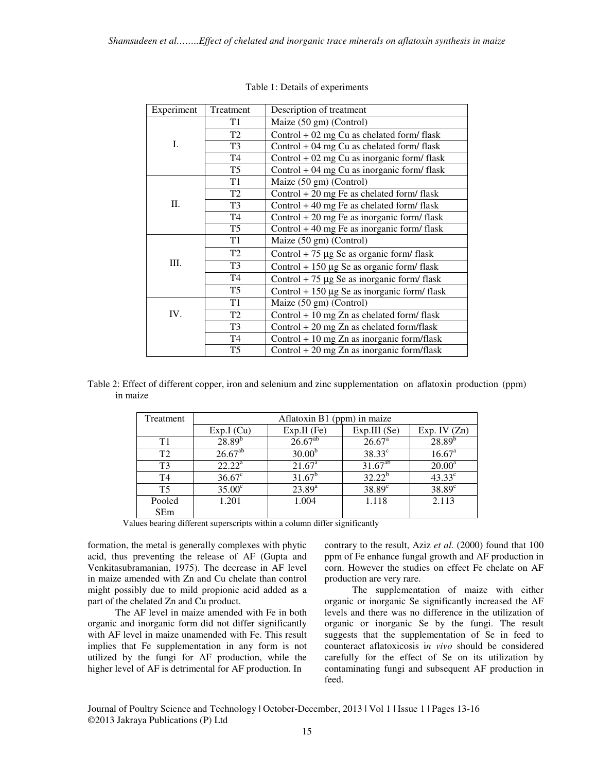Table 1: Details of experiments

| Experiment | Treatment | Description of treatment |
|---|---|---|
| I. | T1 | Maize (50 gm) (Control) |
| | T2 | Control + 02 mg Cu as chelated form/ flask |
| | T3 | Control + 04 mg Cu as chelated form/ flask |
| | T4 | Control + 02 mg Cu as inorganic form/ flask |
| | T5 | Control + 04 mg Cu as inorganic form/ flask |
| II. | T1 | Maize (50 gm) (Control) |
| | T2 | Control + 20 mg Fe as chelated form/ flask |
| | T3 | Control + 40 mg Fe as chelated form/ flask |
| | T4 | Control + 20 mg Fe as inorganic form/ flask |
| | T5 | Control + 40 mg Fe as inorganic form/ flask |
| III. | T1 | Maize (50 gm) (Control) |
| | T2 | Control + 75 μg Se as organic form/ flask |
| | T3 | Control + 150 μg Se as organic form/ flask |
| | T4 | Control + 75 μg Se as inorganic form/ flask |
| | T5 | Control + 150 μg Se as inorganic form/ flask |
| IV. | T1 | Maize (50 gm) (Control) |
| | T2 | Control + 10 mg Zn as chelated form/ flask |
| | T3 | Control + 20 mg Zn as chelated form/flask |
| | T4 | Control + 10 mg Zn as inorganic form/flask |
| | T5 | Control + 20 mg Zn as inorganic form/flask |

Table 2: Effect of different copper, iron and selenium and zinc supplementation on aflatoxin production (ppm) in maize

| Treatment | Aflatoxin B1 (ppm) in maize | | | |
|---|---|---|---|---|
| | Exp.I (Cu) | Exp.II (Fe) | Exp.III (Se) | Exp. IV (Zn) |
| T1 | $28.89^{b}$ | $26.67^{ab}$ | $26.67^{a}$ | $28.89^{b}$ |
| T2 | $26.67^{ab}$ | $30.00^{b}$ | $38.33^{c}$ | $16.67^{a}$ |
| T3 | $22.22^{a}$ | $21.67^{a}$ | $31.67^{ab}$ | $20.00^{a}$ |
| T4 | $36.67^{c}$ | $31.67^{b}$ | $32.22^{b}$ | $43.33^{c}$ |
| T5 | $35.00^{c}$ | $23.89^{a}$ | $38.89^{c}$ | $38.89^{c}$ |
| Pooled SEm | 1.201 | 1.004 | 1.118 | 2.113 |

Values bearing different superscripts within a column differ significantly

formation, the metal is generally complexes with phytic acid, thus preventing the release of AF (Gupta and Venkitasubramanian, 1975). The decrease in AF level in maize amended with Zn and Cu chelate than control might possibly due to mild propionic acid added as a part of the chelated Zn and Cu product.

The AF level in maize amended with Fe in both organic and inorganic form did not differ significantly with AF level in maize unamended with Fe. This result implies that Fe supplementation in any form is not utilized by the fungi for AF production, while the higher level of AF is detrimental for AF production. In contrary to the result, Aziz *et al.* (2000) found that 100 ppm of Fe enhance fungal growth and AF production in corn. However the studies on effect Fe chelate on AF production are very rare.

The supplementation of maize with either organic or inorganic Se significantly increased the AF levels and there was no difference in the utilization of organic or inorganic Se by the fungi. The result suggests that the supplementation of Se in feed to counteract aflatoxicosis i*n vivo* should be considered carefully for the effect of Se on its utilization by contaminating fungi and subsequent AF production in feed.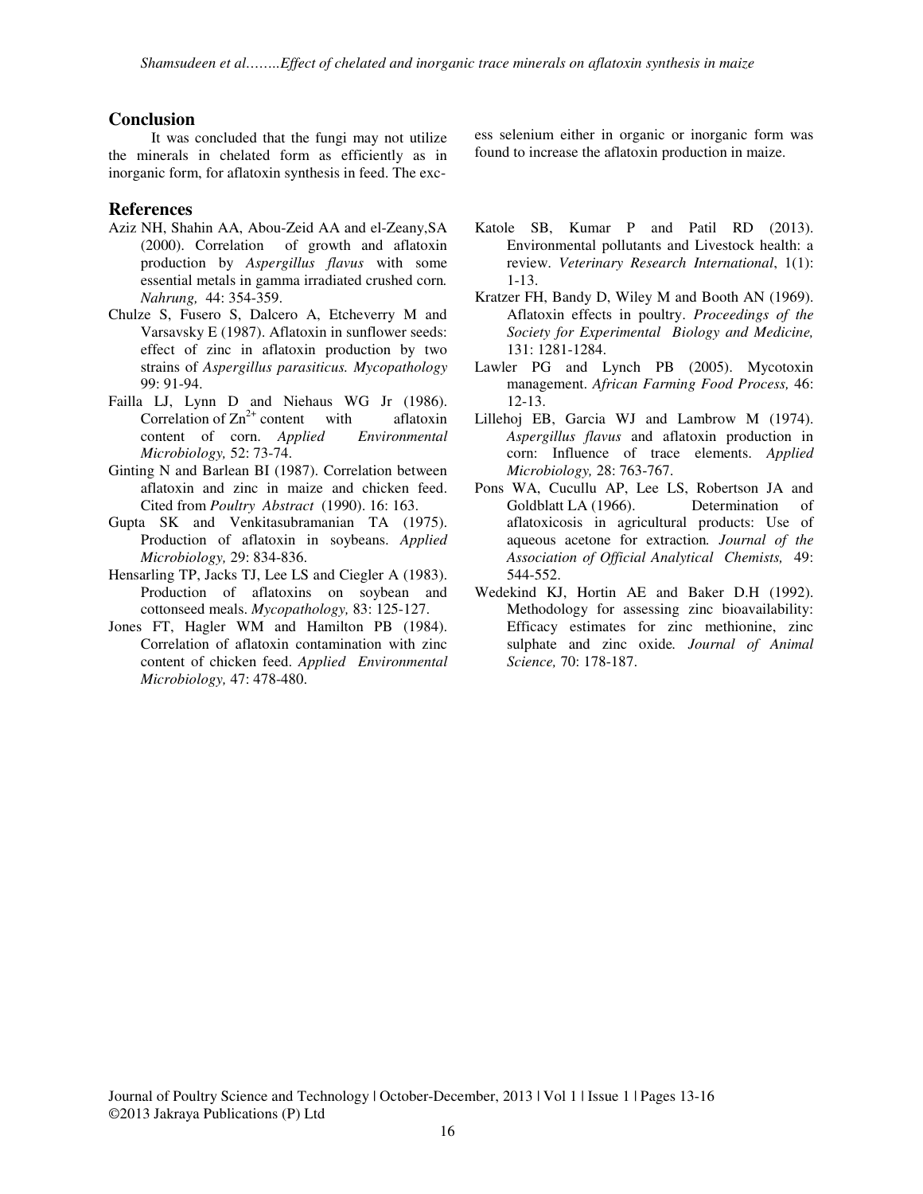## Conclusion

It was concluded that the fungi may not utilize the minerals in chelated form as efficiently as in inorganic form, for aflatoxin synthesis in feed. The excess selenium either in organic or inorganic form was found to increase the aflatoxin production in maize.

## References

Aziz NH, Shahin AA, Abou-Zeid AA and el-Zeany,SA (2000). Correlation of growth and aflatoxin production by *Aspergillus flavus* with some essential metals in gamma irradiated crushed corn*. Nahrung,* 44: 354-359.

Chulze S, Fusero S, Dalcero A, Etcheverry M and Varsavsky E (1987). Aflatoxin in sunflower seeds: effect of zinc in aflatoxin production by two strains of *Aspergillus parasiticus. Mycopathology* 99: 91-94.

Failla LJ, Lynn D and Niehaus WG Jr (1986). Correlation of $Zn^{2+}$ content with aflatoxin content of corn. *Applied Environmental Microbiology,* 52: 73-74.

Ginting N and Barlean BI (1987). Correlation between aflatoxin and zinc in maize and chicken feed. Cited from *Poultry Abstract* (1990). 16: 163.

Gupta SK and Venkitasubramanian TA (1975). Production of aflatoxin in soybeans. *Applied Microbiology,* 29: 834-836.

Hensarling TP, Jacks TJ, Lee LS and Ciegler A (1983). Production of aflatoxins on soybean and cottonseed meals. *Mycopathology,* 83: 125-127.

Jones FT, Hagler WM and Hamilton PB (1984). Correlation of aflatoxin contamination with zinc content of chicken feed. *Applied Environmental Microbiology,* 47: 478-480.

Katole SB, Kumar P and Patil RD (2013). Environmental pollutants and Livestock health: a review. *Veterinary Research International*, 1(1): 1-13.

Kratzer FH, Bandy D, Wiley M and Booth AN (1969). Aflatoxin effects in poultry. *Proceedings of the Society for Experimental Biology and Medicine,* 131: 1281-1284.

Lawler PG and Lynch PB (2005). Mycotoxin management. *African Farming Food Process,* 46: 12-13.

Lillehoj EB, Garcia WJ and Lambrow M (1974). *Aspergillus flavus* and aflatoxin production in corn: Influence of trace elements. *Applied Microbiology,* 28: 763-767.

Pons WA, Cucullu AP, Lee LS, Robertson JA and Goldblatt LA (1966). Determination of aflatoxicosis in agricultural products: Use of aqueous acetone for extraction*. Journal of the Association of Official Analytical Chemists,* 49: 544-552.

Wedekind KJ, Hortin AE and Baker D.H (1992). Methodology for assessing zinc bioavailability: Efficacy estimates for zinc methionine, zinc sulphate and zinc oxide*. Journal of Animal Science,* 70: 178-187.